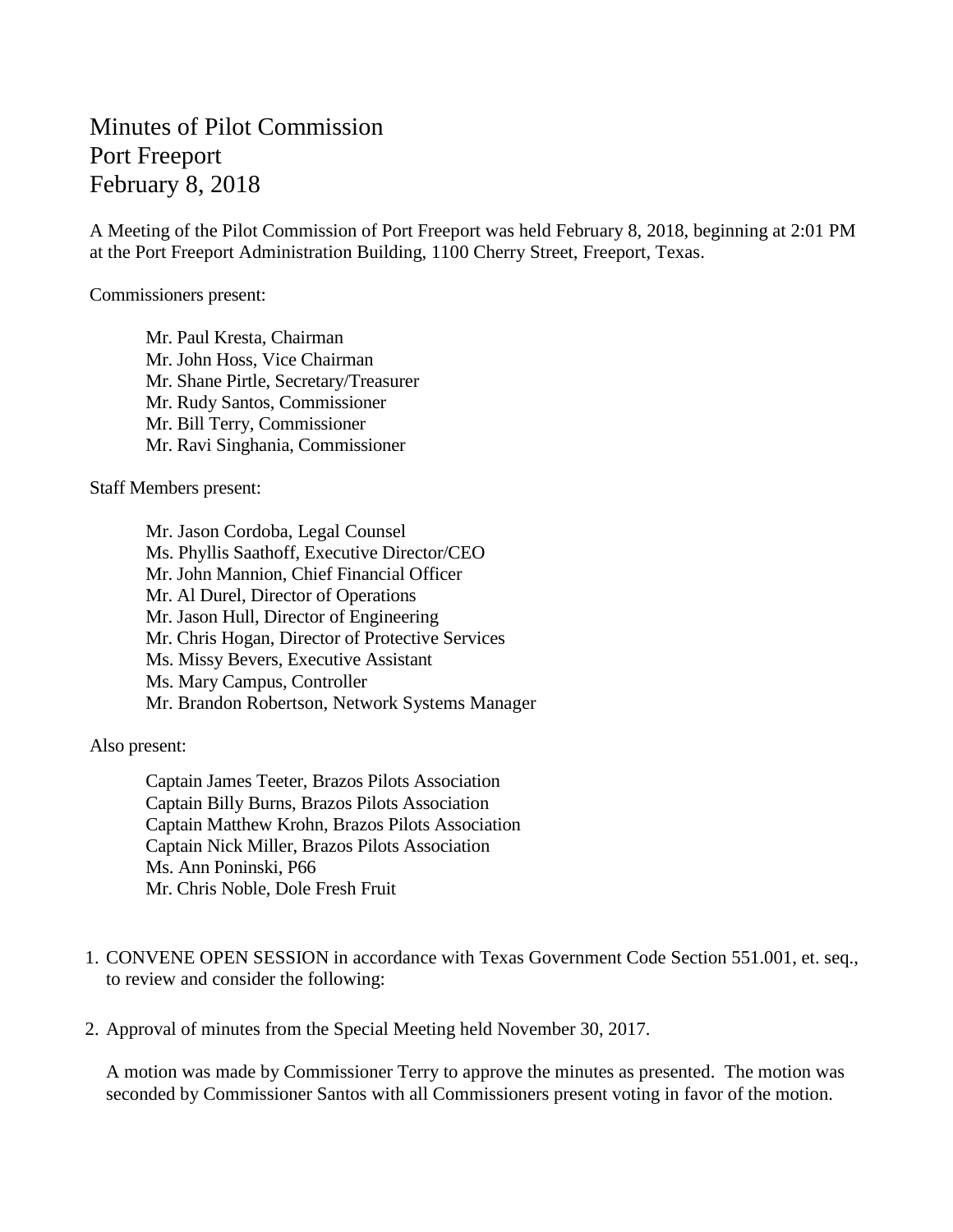# Minutes of Pilot Commission
# Port Freeport
# February 8, 2018

A Meeting of the Pilot Commission of Port Freeport was held February 8, 2018, beginning at 2:01 PM at the Port Freeport Administration Building, 1100 Cherry Street, Freeport, Texas.

Commissioners present:

Mr. Paul Kresta, Chairman
Mr. John Hoss, Vice Chairman
Mr. Shane Pirtle, Secretary/Treasurer
Mr. Rudy Santos, Commissioner
Mr. Bill Terry, Commissioner
Mr. Ravi Singhania, Commissioner

Staff Members present:

Mr. Jason Cordoba, Legal Counsel
Ms. Phyllis Saathoff, Executive Director/CEO
Mr. John Mannion, Chief Financial Officer
Mr. Al Durel, Director of Operations
Mr. Jason Hull, Director of Engineering
Mr. Chris Hogan, Director of Protective Services
Ms. Missy Bevers, Executive Assistant
Ms. Mary Campus, Controller
Mr. Brandon Robertson, Network Systems Manager

Also present:

Captain James Teeter, Brazos Pilots Association
Captain Billy Burns, Brazos Pilots Association
Captain Matthew Krohn, Brazos Pilots Association
Captain Nick Miller, Brazos Pilots Association
Ms. Ann Poninski, P66
Mr. Chris Noble, Dole Fresh Fruit

1. CONVENE OPEN SESSION in accordance with Texas Government Code Section 551.001, et. seq., to review and consider the following:

2. Approval of minutes from the Special Meeting held November 30, 2017.

   A motion was made by Commissioner Terry to approve the minutes as presented. The motion was seconded by Commissioner Santos with all Commissioners present voting in favor of the motion.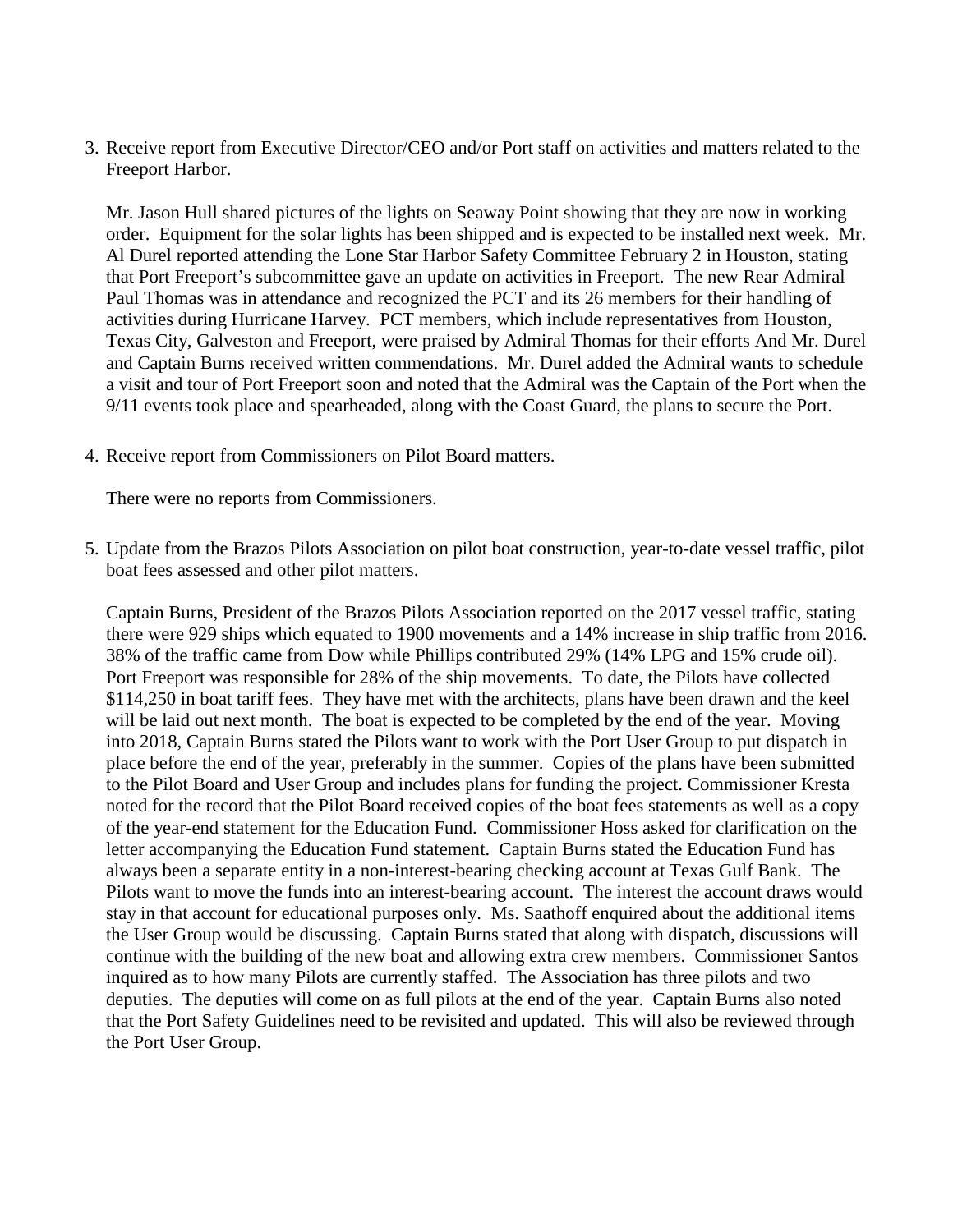3. Receive report from Executive Director/CEO and/or Port staff on activities and matters related to the Freeport Harbor.

   Mr. Jason Hull shared pictures of the lights on Seaway Point showing that they are now in working order. Equipment for the solar lights has been shipped and is expected to be installed next week. Mr. Al Durel reported attending the Lone Star Harbor Safety Committee February 2 in Houston, stating that Port Freeport's subcommittee gave an update on activities in Freeport. The new Rear Admiral Paul Thomas was in attendance and recognized the PCT and its 26 members for their handling of activities during Hurricane Harvey. PCT members, which include representatives from Houston, Texas City, Galveston and Freeport, were praised by Admiral Thomas for their efforts And Mr. Durel and Captain Burns received written commendations. Mr. Durel added the Admiral wants to schedule a visit and tour of Port Freeport soon and noted that the Admiral was the Captain of the Port when the 9/11 events took place and spearheaded, along with the Coast Guard, the plans to secure the Port.

4. Receive report from Commissioners on Pilot Board matters.

   There were no reports from Commissioners.

5. Update from the Brazos Pilots Association on pilot boat construction, year-to-date vessel traffic, pilot boat fees assessed and other pilot matters.

   Captain Burns, President of the Brazos Pilots Association reported on the 2017 vessel traffic, stating there were 929 ships which equated to 1900 movements and a 14% increase in ship traffic from 2016. 38% of the traffic came from Dow while Phillips contributed 29% (14% LPG and 15% crude oil). Port Freeport was responsible for 28% of the ship movements. To date, the Pilots have collected $114,250 in boat tariff fees. They have met with the architects, plans have been drawn and the keel will be laid out next month. The boat is expected to be completed by the end of the year. Moving into 2018, Captain Burns stated the Pilots want to work with the Port User Group to put dispatch in place before the end of the year, preferably in the summer. Copies of the plans have been submitted to the Pilot Board and User Group and includes plans for funding the project. Commissioner Kresta noted for the record that the Pilot Board received copies of the boat fees statements as well as a copy of the year-end statement for the Education Fund. Commissioner Hoss asked for clarification on the letter accompanying the Education Fund statement. Captain Burns stated the Education Fund has always been a separate entity in a non-interest-bearing checking account at Texas Gulf Bank. The Pilots want to move the funds into an interest-bearing account. The interest the account draws would stay in that account for educational purposes only. Ms. Saathoff enquired about the additional items the User Group would be discussing. Captain Burns stated that along with dispatch, discussions will continue with the building of the new boat and allowing extra crew members. Commissioner Santos inquired as to how many Pilots are currently staffed. The Association has three pilots and two deputies. The deputies will come on as full pilots at the end of the year. Captain Burns also noted that the Port Safety Guidelines need to be revisited and updated. This will also be reviewed through the Port User Group.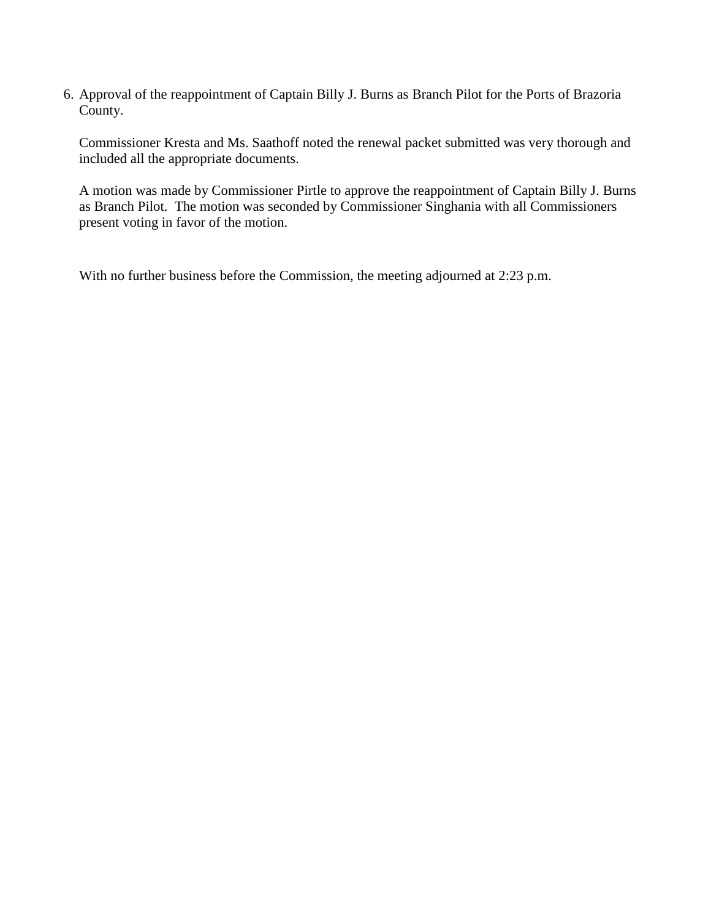6. Approval of the reappointment of Captain Billy J. Burns as Branch Pilot for the Ports of Brazoria County.

   Commissioner Kresta and Ms. Saathoff noted the renewal packet submitted was very thorough and included all the appropriate documents.

   A motion was made by Commissioner Pirtle to approve the reappointment of Captain Billy J. Burns as Branch Pilot. The motion was seconded by Commissioner Singhania with all Commissioners present voting in favor of the motion.

With no further business before the Commission, the meeting adjourned at 2:23 p.m.